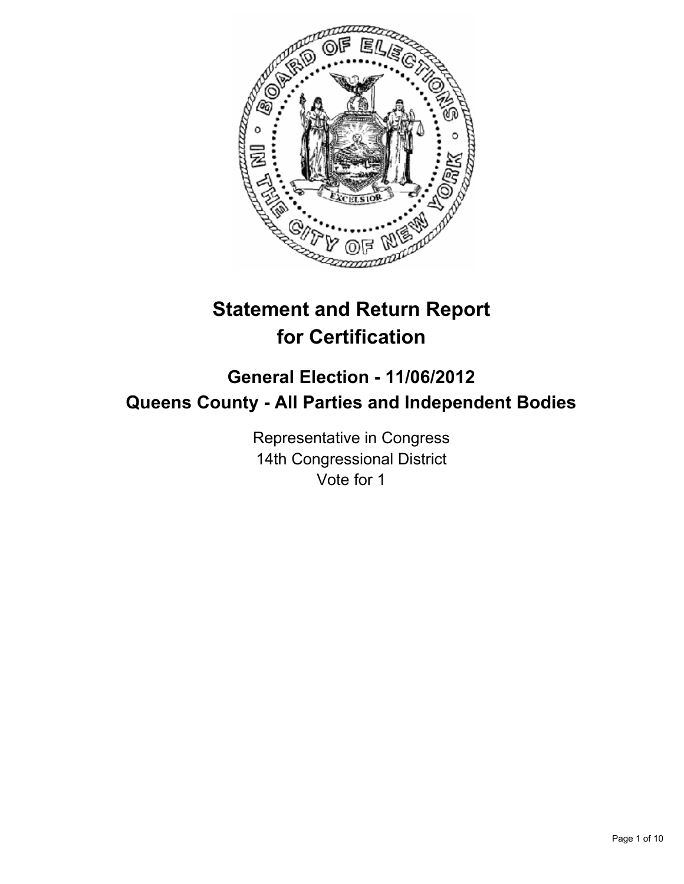# Statement and Return Report for Certification

## General Election - 11/06/2012
## Queens County - All Parties and Independent Bodies

Representative in Congress
14th Congressional District
Vote for 1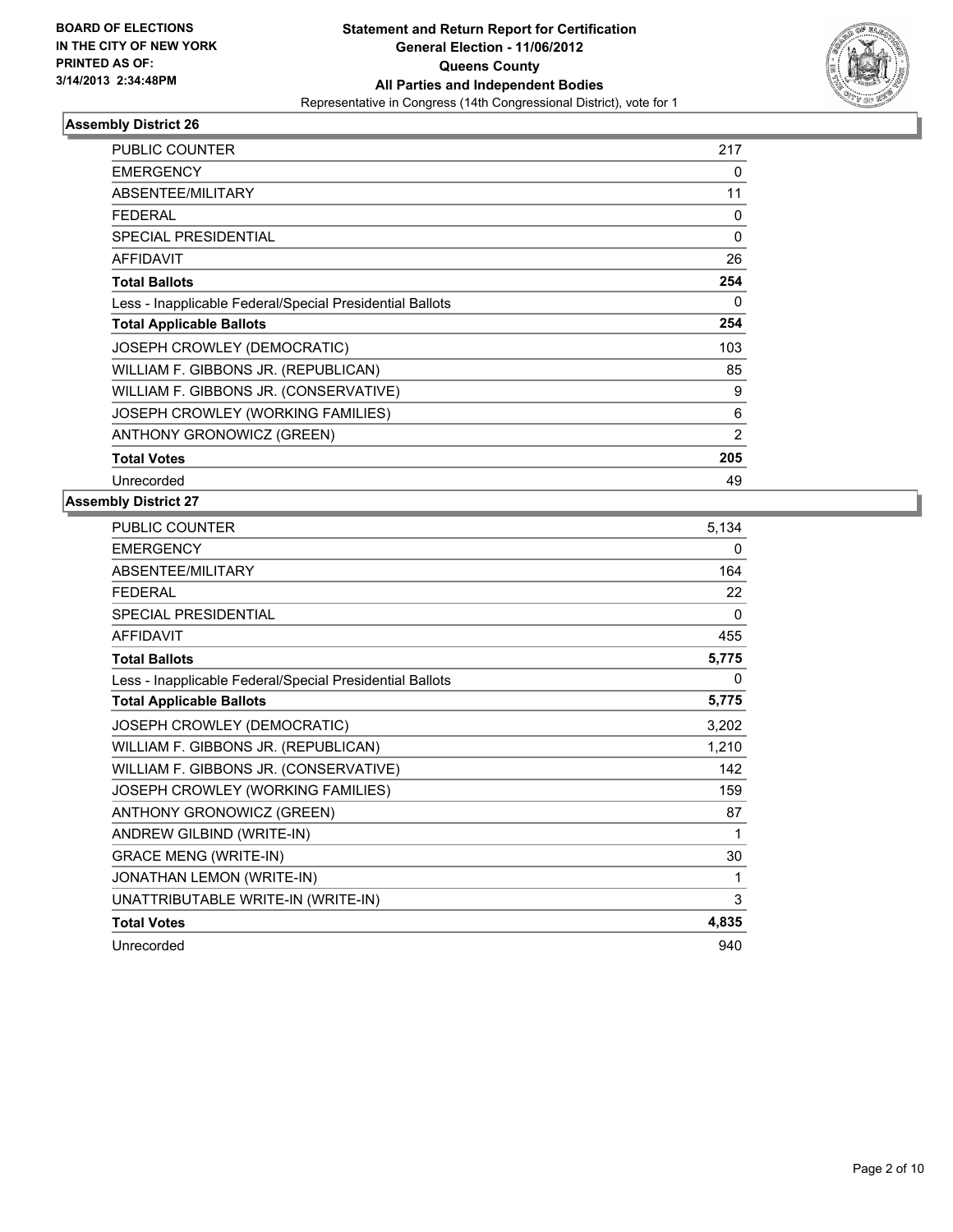BOARD OF ELECTIONS
IN THE CITY OF NEW YORK
PRINTED AS OF:
3/14/2013 2:34:48PM

**Statement and Return Report for Certification**
**General Election - 11/06/2012**
**Queens County**
**All Parties and Independent Bodies**
Representative in Congress (14th Congressional District), vote for 1

### Assembly District 26

| | |
|---|---|
| PUBLIC COUNTER | 217 |
| EMERGENCY | 0 |
| ABSENTEE/MILITARY | 11 |
| FEDERAL | 0 |
| SPECIAL PRESIDENTIAL | 0 |
| AFFIDAVIT | 26 |
| **Total Ballots** | **254** |
| Less - Inapplicable Federal/Special Presidential Ballots | 0 |
| **Total Applicable Ballots** | **254** |
| JOSEPH CROWLEY (DEMOCRATIC) | 103 |
| WILLIAM F. GIBBONS JR. (REPUBLICAN) | 85 |
| WILLIAM F. GIBBONS JR. (CONSERVATIVE) | 9 |
| JOSEPH CROWLEY (WORKING FAMILIES) | 6 |
| ANTHONY GRONOWICZ (GREEN) | 2 |
| **Total Votes** | **205** |
| Unrecorded | 49 |

### Assembly District 27

| | |
|---|---|
| PUBLIC COUNTER | 5,134 |
| EMERGENCY | 0 |
| ABSENTEE/MILITARY | 164 |
| FEDERAL | 22 |
| SPECIAL PRESIDENTIAL | 0 |
| AFFIDAVIT | 455 |
| **Total Ballots** | **5,775** |
| Less - Inapplicable Federal/Special Presidential Ballots | 0 |
| **Total Applicable Ballots** | **5,775** |
| JOSEPH CROWLEY (DEMOCRATIC) | 3,202 |
| WILLIAM F. GIBBONS JR. (REPUBLICAN) | 1,210 |
| WILLIAM F. GIBBONS JR. (CONSERVATIVE) | 142 |
| JOSEPH CROWLEY (WORKING FAMILIES) | 159 |
| ANTHONY GRONOWICZ (GREEN) | 87 |
| ANDREW GILBIND (WRITE-IN) | 1 |
| GRACE MENG (WRITE-IN) | 30 |
| JONATHAN LEMON (WRITE-IN) | 1 |
| UNATTRIBUTABLE WRITE-IN (WRITE-IN) | 3 |
| **Total Votes** | **4,835** |
| Unrecorded | 940 |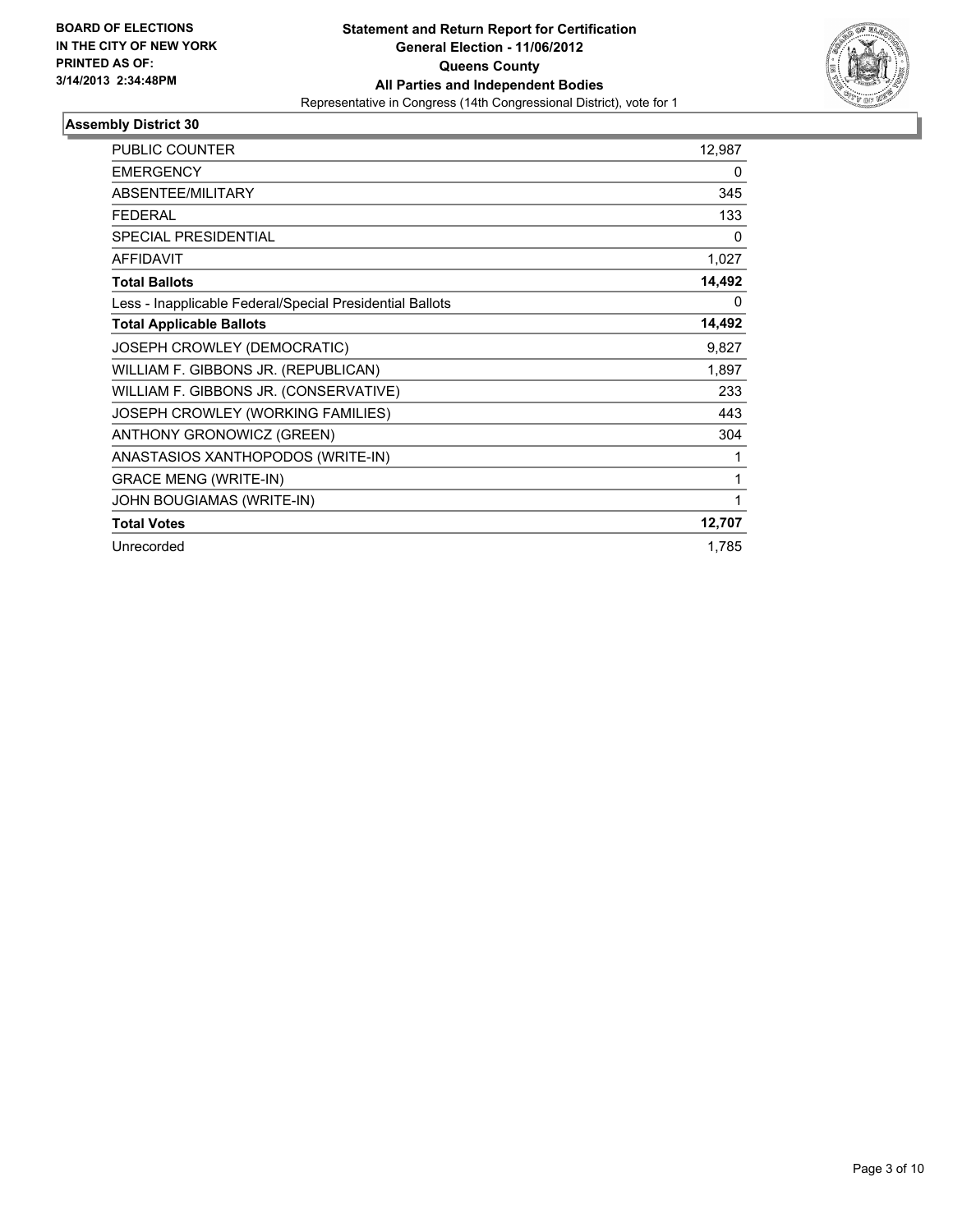**BOARD OF ELECTIONS IN THE CITY OF NEW YORK PRINTED AS OF: 3/14/2013 2:34:48PM**

**Statement and Return Report for Certification**
**General Election - 11/06/2012**
**Queens County**
**All Parties and Independent Bodies**
Representative in Congress (14th Congressional District), vote for 1

## Assembly District 30

| | |
|---|---|
| PUBLIC COUNTER | 12,987 |
| EMERGENCY | 0 |
| ABSENTEE/MILITARY | 345 |
| FEDERAL | 133 |
| SPECIAL PRESIDENTIAL | 0 |
| AFFIDAVIT | 1,027 |
| **Total Ballots** | **14,492** |
| Less - Inapplicable Federal/Special Presidential Ballots | 0 |
| **Total Applicable Ballots** | **14,492** |
| JOSEPH CROWLEY (DEMOCRATIC) | 9,827 |
| WILLIAM F. GIBBONS JR. (REPUBLICAN) | 1,897 |
| WILLIAM F. GIBBONS JR. (CONSERVATIVE) | 233 |
| JOSEPH CROWLEY (WORKING FAMILIES) | 443 |
| ANTHONY GRONOWICZ (GREEN) | 304 |
| ANASTASIOS XANTHOPODOS (WRITE-IN) | 1 |
| GRACE MENG (WRITE-IN) | 1 |
| JOHN BOUGIAMAS (WRITE-IN) | 1 |
| **Total Votes** | **12,707** |
| Unrecorded | 1,785 |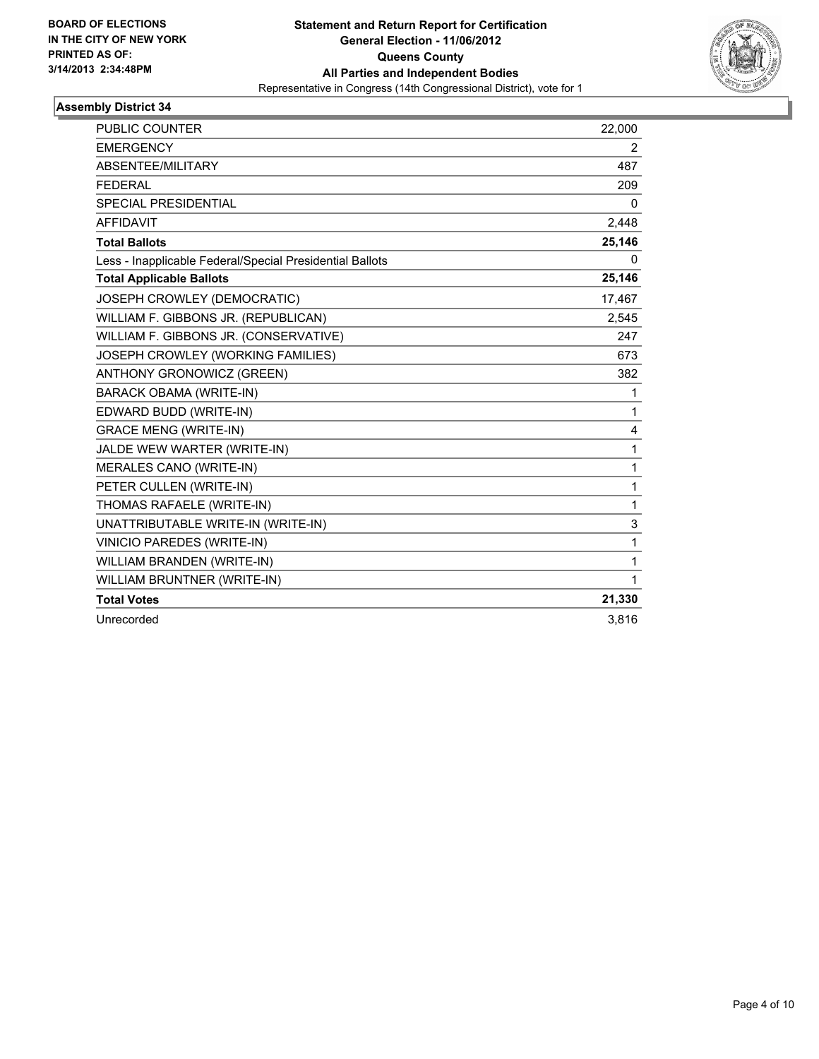**BOARD OF ELECTIONS IN THE CITY OF NEW YORK PRINTED AS OF: 3/14/2013 2:34:48PM**

**Statement and Return Report for Certification**
**General Election - 11/06/2012**
**Queens County**
**All Parties and Independent Bodies**
Representative in Congress (14th Congressional District), vote for 1

## Assembly District 34

| | |
|---|---|
| PUBLIC COUNTER | 22,000 |
| EMERGENCY | 2 |
| ABSENTEE/MILITARY | 487 |
| FEDERAL | 209 |
| SPECIAL PRESIDENTIAL | 0 |
| AFFIDAVIT | 2,448 |
| **Total Ballots** | **25,146** |
| Less - Inapplicable Federal/Special Presidential Ballots | 0 |
| **Total Applicable Ballots** | **25,146** |
| JOSEPH CROWLEY (DEMOCRATIC) | 17,467 |
| WILLIAM F. GIBBONS JR. (REPUBLICAN) | 2,545 |
| WILLIAM F. GIBBONS JR. (CONSERVATIVE) | 247 |
| JOSEPH CROWLEY (WORKING FAMILIES) | 673 |
| ANTHONY GRONOWICZ (GREEN) | 382 |
| BARACK OBAMA (WRITE-IN) | 1 |
| EDWARD BUDD (WRITE-IN) | 1 |
| GRACE MENG (WRITE-IN) | 4 |
| JALDE WEW WARTER (WRITE-IN) | 1 |
| MERALES CANO (WRITE-IN) | 1 |
| PETER CULLEN (WRITE-IN) | 1 |
| THOMAS RAFAELE (WRITE-IN) | 1 |
| UNATTRIBUTABLE WRITE-IN (WRITE-IN) | 3 |
| VINICIO PAREDES (WRITE-IN) | 1 |
| WILLIAM BRANDEN (WRITE-IN) | 1 |
| WILLIAM BRUNTNER (WRITE-IN) | 1 |
| **Total Votes** | **21,330** |
| Unrecorded | 3,816 |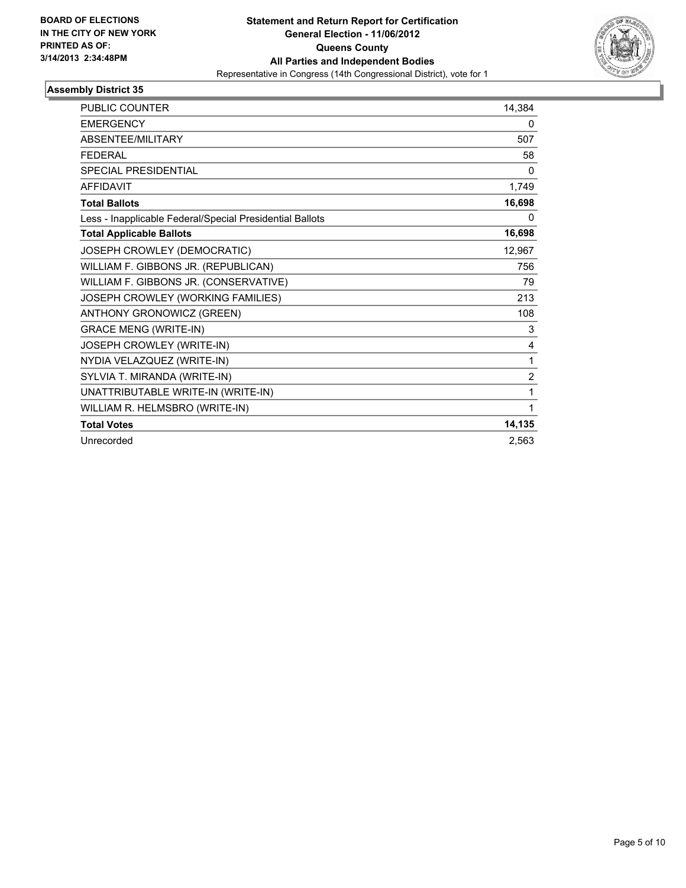**BOARD OF ELECTIONS IN THE CITY OF NEW YORK PRINTED AS OF: 3/14/2013 2:34:48PM**

**Statement and Return Report for Certification General Election - 11/06/2012 Queens County All Parties and Independent Bodies**

Representative in Congress (14th Congressional District), vote for 1

### Assembly District 35

| | |
|---|---|
| PUBLIC COUNTER | 14,384 |
| EMERGENCY | 0 |
| ABSENTEE/MILITARY | 507 |
| FEDERAL | 58 |
| SPECIAL PRESIDENTIAL | 0 |
| AFFIDAVIT | 1,749 |
| **Total Ballots** | **16,698** |
| Less - Inapplicable Federal/Special Presidential Ballots | 0 |
| **Total Applicable Ballots** | **16,698** |
| JOSEPH CROWLEY (DEMOCRATIC) | 12,967 |
| WILLIAM F. GIBBONS JR. (REPUBLICAN) | 756 |
| WILLIAM F. GIBBONS JR. (CONSERVATIVE) | 79 |
| JOSEPH CROWLEY (WORKING FAMILIES) | 213 |
| ANTHONY GRONOWICZ (GREEN) | 108 |
| GRACE MENG (WRITE-IN) | 3 |
| JOSEPH CROWLEY (WRITE-IN) | 4 |
| NYDIA VELAZQUEZ (WRITE-IN) | 1 |
| SYLVIA T. MIRANDA (WRITE-IN) | 2 |
| UNATTRIBUTABLE WRITE-IN (WRITE-IN) | 1 |
| WILLIAM R. HELMSBRO (WRITE-IN) | 1 |
| **Total Votes** | **14,135** |
| Unrecorded | 2,563 |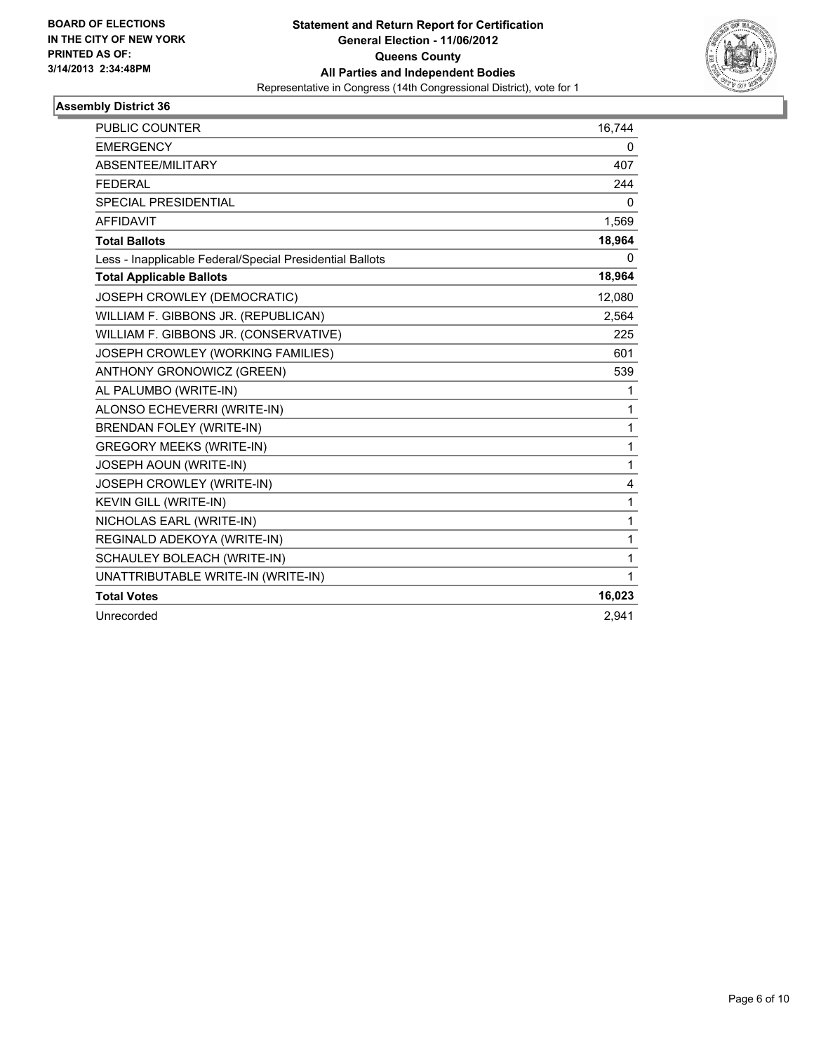**BOARD OF ELECTIONS IN THE CITY OF NEW YORK PRINTED AS OF: 3/14/2013 2:34:48PM**

**Statement and Return Report for Certification**
**General Election - 11/06/2012**
**Queens County**
**All Parties and Independent Bodies**
Representative in Congress (14th Congressional District), vote for 1

## Assembly District 36

| | |
|---|---|
| PUBLIC COUNTER | 16,744 |
| EMERGENCY | 0 |
| ABSENTEE/MILITARY | 407 |
| FEDERAL | 244 |
| SPECIAL PRESIDENTIAL | 0 |
| AFFIDAVIT | 1,569 |
| **Total Ballots** | **18,964** |
| Less - Inapplicable Federal/Special Presidential Ballots | 0 |
| **Total Applicable Ballots** | **18,964** |
| JOSEPH CROWLEY (DEMOCRATIC) | 12,080 |
| WILLIAM F. GIBBONS JR. (REPUBLICAN) | 2,564 |
| WILLIAM F. GIBBONS JR. (CONSERVATIVE) | 225 |
| JOSEPH CROWLEY (WORKING FAMILIES) | 601 |
| ANTHONY GRONOWICZ (GREEN) | 539 |
| AL PALUMBO (WRITE-IN) | 1 |
| ALONSO ECHEVERRI (WRITE-IN) | 1 |
| BRENDAN FOLEY (WRITE-IN) | 1 |
| GREGORY MEEKS (WRITE-IN) | 1 |
| JOSEPH AOUN (WRITE-IN) | 1 |
| JOSEPH CROWLEY (WRITE-IN) | 4 |
| KEVIN GILL (WRITE-IN) | 1 |
| NICHOLAS EARL (WRITE-IN) | 1 |
| REGINALD ADEKOYA (WRITE-IN) | 1 |
| SCHAULEY BOLEACH (WRITE-IN) | 1 |
| UNATTRIBUTABLE WRITE-IN (WRITE-IN) | 1 |
| **Total Votes** | **16,023** |
| Unrecorded | 2,941 |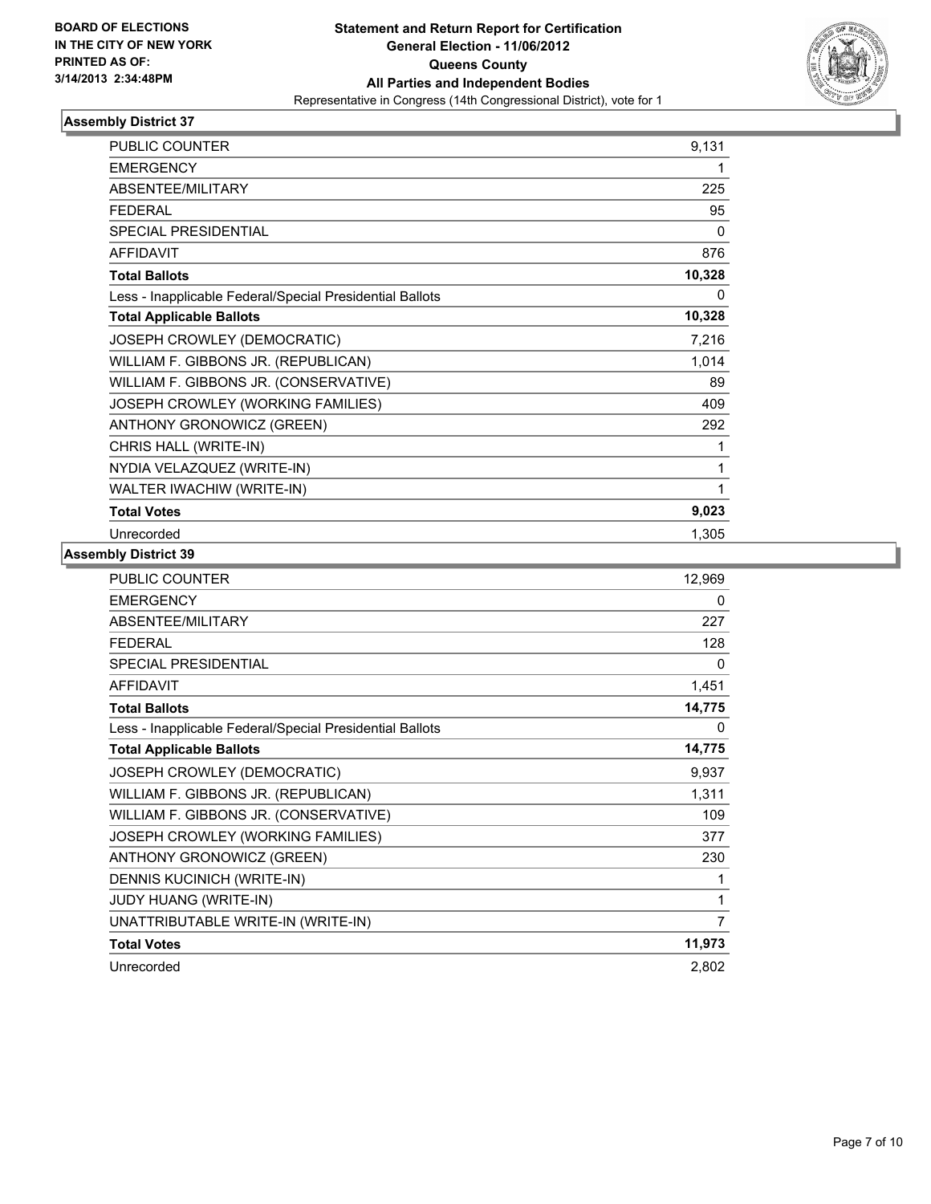BOARD OF ELECTIONS
IN THE CITY OF NEW YORK
PRINTED AS OF:
3/14/2013 2:34:48PM

**Statement and Return Report for Certification**
**General Election - 11/06/2012**
**Queens County**
**All Parties and Independent Bodies**
Representative in Congress (14th Congressional District), vote for 1

### Assembly District 37

| | |
|---|---|
| PUBLIC COUNTER | 9,131 |
| EMERGENCY | 1 |
| ABSENTEE/MILITARY | 225 |
| FEDERAL | 95 |
| SPECIAL PRESIDENTIAL | 0 |
| AFFIDAVIT | 876 |
| **Total Ballots** | **10,328** |
| Less - Inapplicable Federal/Special Presidential Ballots | 0 |
| **Total Applicable Ballots** | **10,328** |
| JOSEPH CROWLEY (DEMOCRATIC) | 7,216 |
| WILLIAM F. GIBBONS JR. (REPUBLICAN) | 1,014 |
| WILLIAM F. GIBBONS JR. (CONSERVATIVE) | 89 |
| JOSEPH CROWLEY (WORKING FAMILIES) | 409 |
| ANTHONY GRONOWICZ (GREEN) | 292 |
| CHRIS HALL (WRITE-IN) | 1 |
| NYDIA VELAZQUEZ (WRITE-IN) | 1 |
| WALTER IWACHIW (WRITE-IN) | 1 |
| **Total Votes** | **9,023** |
| Unrecorded | 1,305 |

### Assembly District 39

| | |
|---|---|
| PUBLIC COUNTER | 12,969 |
| EMERGENCY | 0 |
| ABSENTEE/MILITARY | 227 |
| FEDERAL | 128 |
| SPECIAL PRESIDENTIAL | 0 |
| AFFIDAVIT | 1,451 |
| **Total Ballots** | **14,775** |
| Less - Inapplicable Federal/Special Presidential Ballots | 0 |
| **Total Applicable Ballots** | **14,775** |
| JOSEPH CROWLEY (DEMOCRATIC) | 9,937 |
| WILLIAM F. GIBBONS JR. (REPUBLICAN) | 1,311 |
| WILLIAM F. GIBBONS JR. (CONSERVATIVE) | 109 |
| JOSEPH CROWLEY (WORKING FAMILIES) | 377 |
| ANTHONY GRONOWICZ (GREEN) | 230 |
| DENNIS KUCINICH (WRITE-IN) | 1 |
| JUDY HUANG (WRITE-IN) | 1 |
| UNATTRIBUTABLE WRITE-IN (WRITE-IN) | 7 |
| **Total Votes** | **11,973** |
| Unrecorded | 2,802 |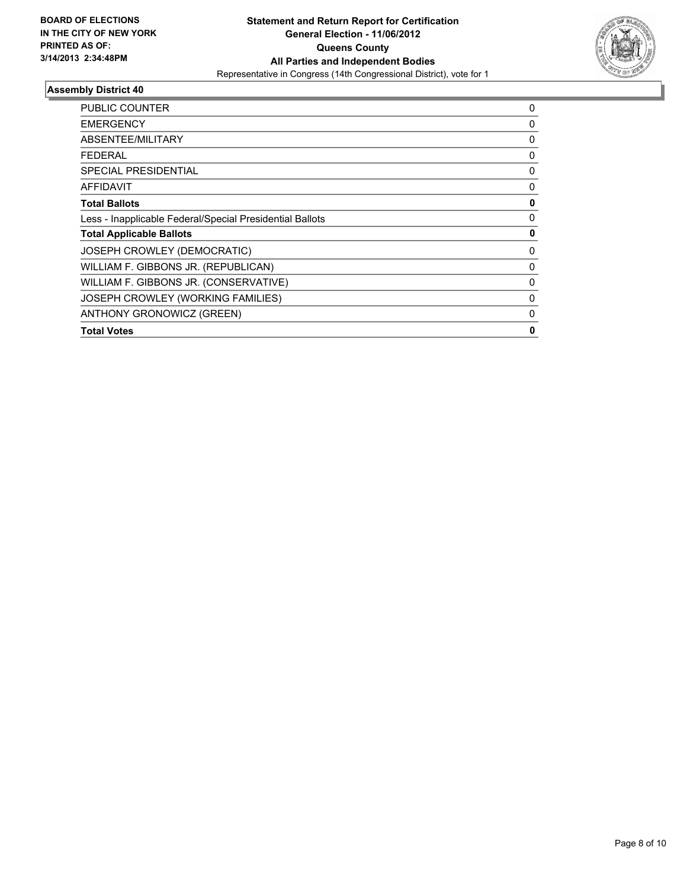**BOARD OF ELECTIONS IN THE CITY OF NEW YORK**
**PRINTED AS OF: 3/14/2013 2:34:48PM**

**Statement and Return Report for Certification**
**General Election - 11/06/2012**
**Queens County**
**All Parties and Independent Bodies**
Representative in Congress (14th Congressional District), vote for 1

## Assembly District 40

| | |
|---|---|
| PUBLIC COUNTER | 0 |
| EMERGENCY | 0 |
| ABSENTEE/MILITARY | 0 |
| FEDERAL | 0 |
| SPECIAL PRESIDENTIAL | 0 |
| AFFIDAVIT | 0 |
| **Total Ballots** | **0** |
| Less - Inapplicable Federal/Special Presidential Ballots | 0 |
| **Total Applicable Ballots** | **0** |
| JOSEPH CROWLEY (DEMOCRATIC) | 0 |
| WILLIAM F. GIBBONS JR. (REPUBLICAN) | 0 |
| WILLIAM F. GIBBONS JR. (CONSERVATIVE) | 0 |
| JOSEPH CROWLEY (WORKING FAMILIES) | 0 |
| ANTHONY GRONOWICZ (GREEN) | 0 |
| **Total Votes** | **0** |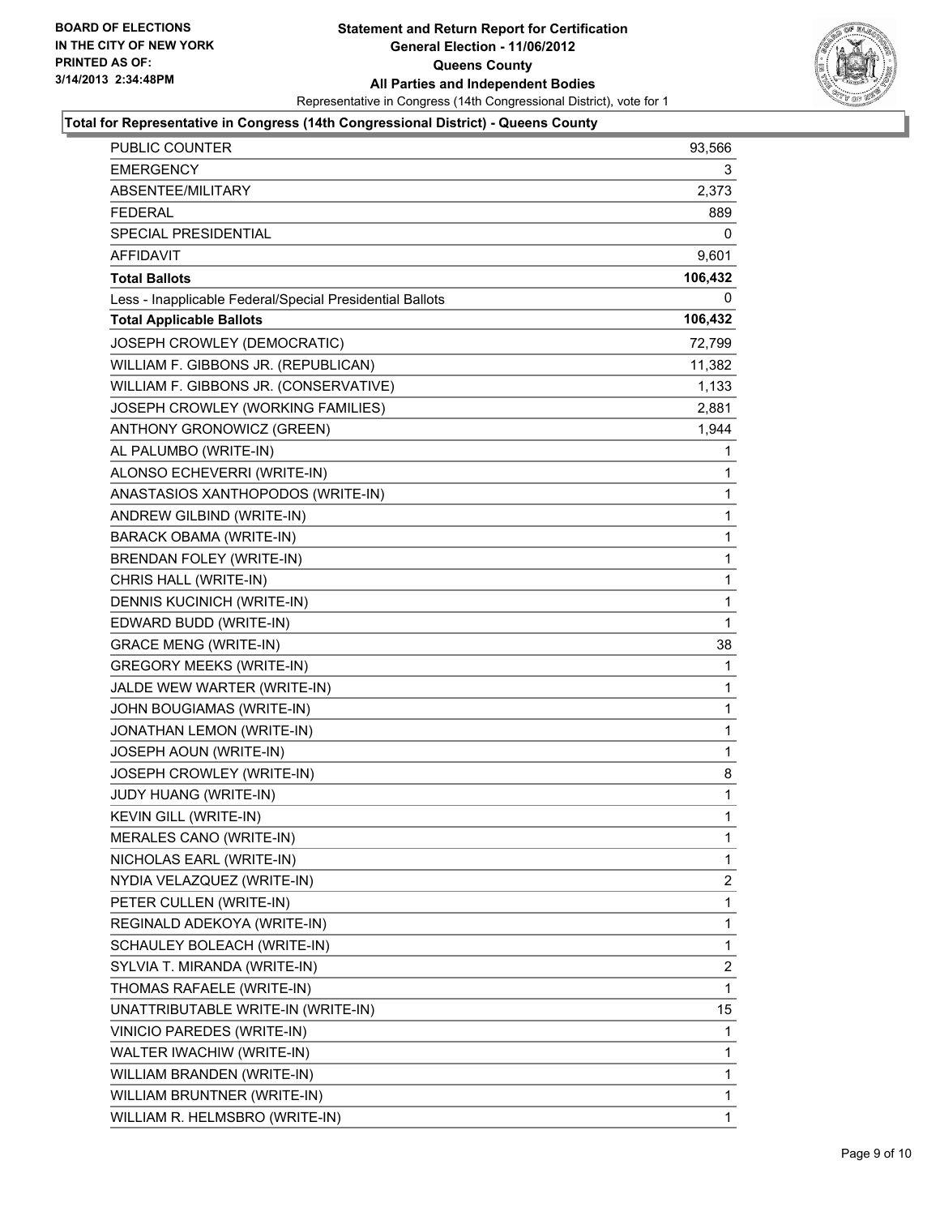**BOARD OF ELECTIONS IN THE CITY OF NEW YORK PRINTED AS OF: 3/14/2013 2:34:48PM**

# Statement and Return Report for Certification
## General Election - 11/06/2012
## Queens County
## All Parties and Independent Bodies
Representative in Congress (14th Congressional District), vote for 1

**Total for Representative in Congress (14th Congressional District) - Queens County**

| | |
|---|---|
| PUBLIC COUNTER | 93,566 |
| EMERGENCY | 3 |
| ABSENTEE/MILITARY | 2,373 |
| FEDERAL | 889 |
| SPECIAL PRESIDENTIAL | 0 |
| AFFIDAVIT | 9,601 |
| **Total Ballots** | **106,432** |
| Less - Inapplicable Federal/Special Presidential Ballots | 0 |
| **Total Applicable Ballots** | **106,432** |
| JOSEPH CROWLEY (DEMOCRATIC) | 72,799 |
| WILLIAM F. GIBBONS JR. (REPUBLICAN) | 11,382 |
| WILLIAM F. GIBBONS JR. (CONSERVATIVE) | 1,133 |
| JOSEPH CROWLEY (WORKING FAMILIES) | 2,881 |
| ANTHONY GRONOWICZ (GREEN) | 1,944 |
| AL PALUMBO (WRITE-IN) | 1 |
| ALONSO ECHEVERRI (WRITE-IN) | 1 |
| ANASTASIOS XANTHOPODOS (WRITE-IN) | 1 |
| ANDREW GILBIND (WRITE-IN) | 1 |
| BARACK OBAMA (WRITE-IN) | 1 |
| BRENDAN FOLEY (WRITE-IN) | 1 |
| CHRIS HALL (WRITE-IN) | 1 |
| DENNIS KUCINICH (WRITE-IN) | 1 |
| EDWARD BUDD (WRITE-IN) | 1 |
| GRACE MENG (WRITE-IN) | 38 |
| GREGORY MEEKS (WRITE-IN) | 1 |
| JALDE WEW WARTER (WRITE-IN) | 1 |
| JOHN BOUGIAMAS (WRITE-IN) | 1 |
| JONATHAN LEMON (WRITE-IN) | 1 |
| JOSEPH AOUN (WRITE-IN) | 1 |
| JOSEPH CROWLEY (WRITE-IN) | 8 |
| JUDY HUANG (WRITE-IN) | 1 |
| KEVIN GILL (WRITE-IN) | 1 |
| MERALES CANO (WRITE-IN) | 1 |
| NICHOLAS EARL (WRITE-IN) | 1 |
| NYDIA VELAZQUEZ (WRITE-IN) | 2 |
| PETER CULLEN (WRITE-IN) | 1 |
| REGINALD ADEKOYA (WRITE-IN) | 1 |
| SCHAULEY BOLEACH (WRITE-IN) | 1 |
| SYLVIA T. MIRANDA (WRITE-IN) | 2 |
| THOMAS RAFAELE (WRITE-IN) | 1 |
| UNATTRIBUTABLE WRITE-IN (WRITE-IN) | 15 |
| VINICIO PAREDES (WRITE-IN) | 1 |
| WALTER IWACHIW (WRITE-IN) | 1 |
| WILLIAM BRANDEN (WRITE-IN) | 1 |
| WILLIAM BRUNTNER (WRITE-IN) | 1 |
| WILLIAM R. HELMSBRO (WRITE-IN) | 1 |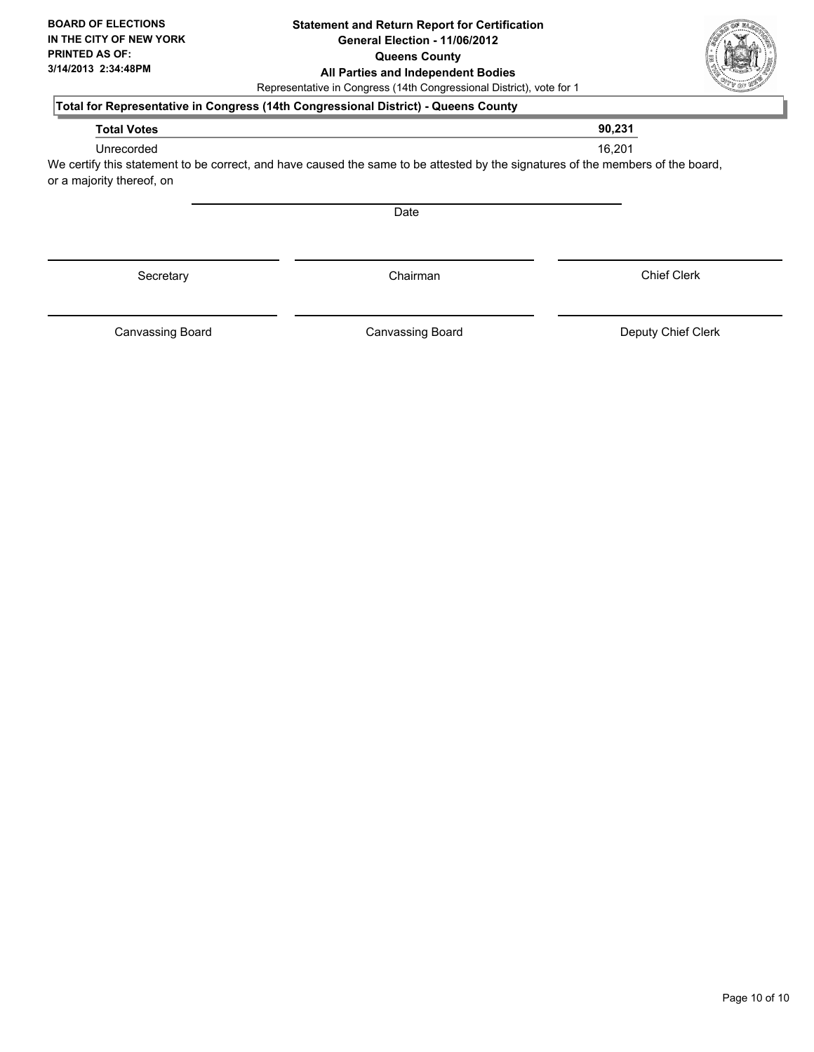**BOARD OF ELECTIONS IN THE CITY OF NEW YORK PRINTED AS OF: 3/14/2013 2:34:48PM**

**Statement and Return Report for Certification**
**General Election - 11/06/2012**
**Queens County**
**All Parties and Independent Bodies**
Representative in Congress (14th Congressional District), vote for 1

**Total for Representative in Congress (14th Congressional District) - Queens County**

| | |
|---|---|
| **Total Votes** | **90,231** |
| Unrecorded | 16,201 |

We certify this statement to be correct, and have caused the same to be attested by the signatures of the members of the board, or a majority thereof, on

Date

| | | |
|---|---|---|
| Secretary | Chairman | Chief Clerk |
| Canvassing Board | Canvassing Board | Deputy Chief Clerk |